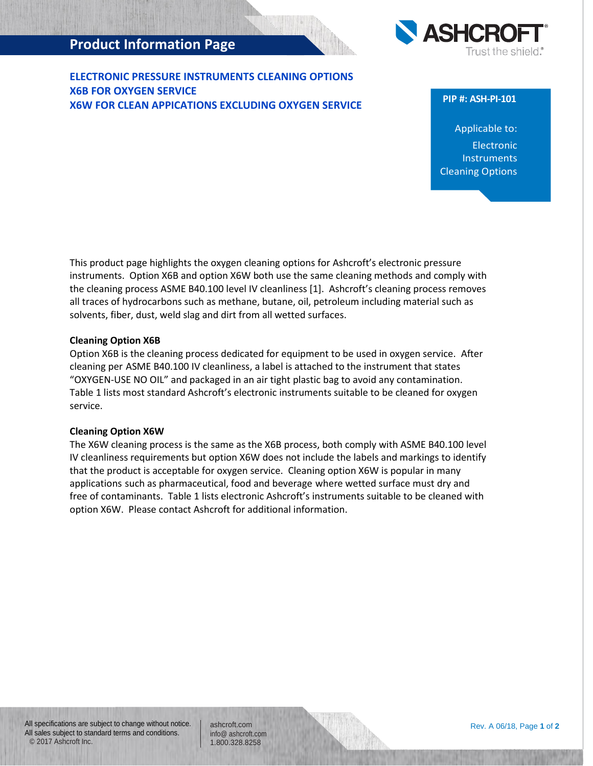# Product Information Page

## ELECTRONIC PRESSURE INSTRUMENTS CLEANING OPTIONS
## X6B FOR OXYGEN SERVICE
## X6W FOR CLEAN APPICATIONS EXCLUDING OXYGEN SERVICE

**PIP #: ASH-PI-101**

Applicable to:

Electronic Instruments Cleaning Options

This product page highlights the oxygen cleaning options for Ashcroft's electronic pressure instruments. Option X6B and option X6W both use the same cleaning methods and comply with the cleaning process ASME B40.100 level IV cleanliness [1]. Ashcroft's cleaning process removes all traces of hydrocarbons such as methane, butane, oil, petroleum including material such as solvents, fiber, dust, weld slag and dirt from all wetted surfaces.

### Cleaning Option X6B

Option X6B is the cleaning process dedicated for equipment to be used in oxygen service. After cleaning per ASME B40.100 IV cleanliness, a label is attached to the instrument that states "OXYGEN-USE NO OIL" and packaged in an air tight plastic bag to avoid any contamination. Table 1 lists most standard Ashcroft's electronic instruments suitable to be cleaned for oxygen service.

### Cleaning Option X6W

The X6W cleaning process is the same as the X6B process, both comply with ASME B40.100 level IV cleanliness requirements but option X6W does not include the labels and markings to identify that the product is acceptable for oxygen service. Cleaning option X6W is popular in many applications such as pharmaceutical, food and beverage where wetted surface must dry and free of contaminants. Table 1 lists electronic Ashcroft's instruments suitable to be cleaned with option X6W. Please contact Ashcroft for additional information.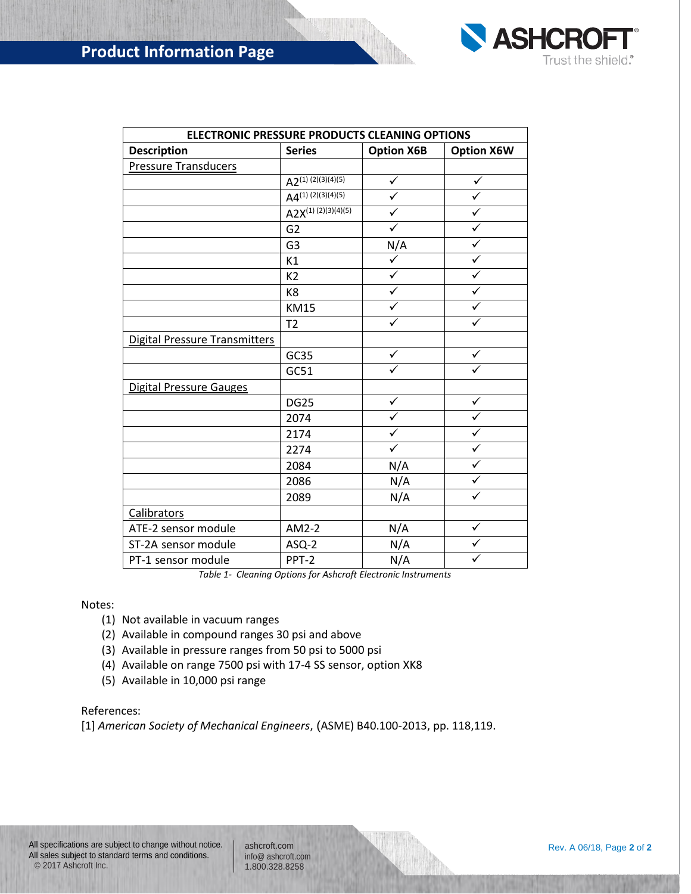| ELECTRONIC PRESSURE PRODUCTS CLEANING OPTIONS | | | |
|---|---|---|---|
| **Description** | **Series** | **Option X6B** | **Option X6W** |
| Pressure Transducers | | | |
| | A2 (1) (2)(3)(4)(5) | ✓ | ✓ |
| | A4 (1) (2)(3)(4)(5) | ✓ | ✓ |
| | A2X (1) (2)(3)(4)(5) | ✓ | ✓ |
| | G2 | ✓ | ✓ |
| | G3 | N/A | ✓ |
| | K1 | ✓ | ✓ |
| | K2 | ✓ | ✓ |
| | K8 | ✓ | ✓ |
| | KM15 | ✓ | ✓ |
| | T2 | ✓ | ✓ |
| Digital Pressure Transmitters | | | |
| | GC35 | ✓ | ✓ |
| | GC51 | ✓ | ✓ |
| Digital Pressure Gauges | | | |
| | DG25 | ✓ | ✓ |
| | 2074 | ✓ | ✓ |
| | 2174 | ✓ | ✓ |
| | 2274 | ✓ | ✓ |
| | 2084 | N/A | ✓ |
| | 2086 | N/A | ✓ |
| | 2089 | N/A | ✓ |
| Calibrators | | | |
| ATE-2 sensor module | AM2-2 | N/A | ✓ |
| ST-2A sensor module | ASQ-2 | N/A | ✓ |
| PT-1 sensor module | PPT-2 | N/A | ✓ |

*Table 1- Cleaning Options for Ashcroft Electronic Instruments*

Notes:

(1) Not available in vacuum ranges
(2) Available in compound ranges 30 psi and above
(3) Available in pressure ranges from 50 psi to 5000 psi
(4) Available on range 7500 psi with 17-4 SS sensor, option XK8
(5) Available in 10,000 psi range

References:

[1] *American Society of Mechanical Engineers*, (ASME) B40.100-2013, pp. 118,119.